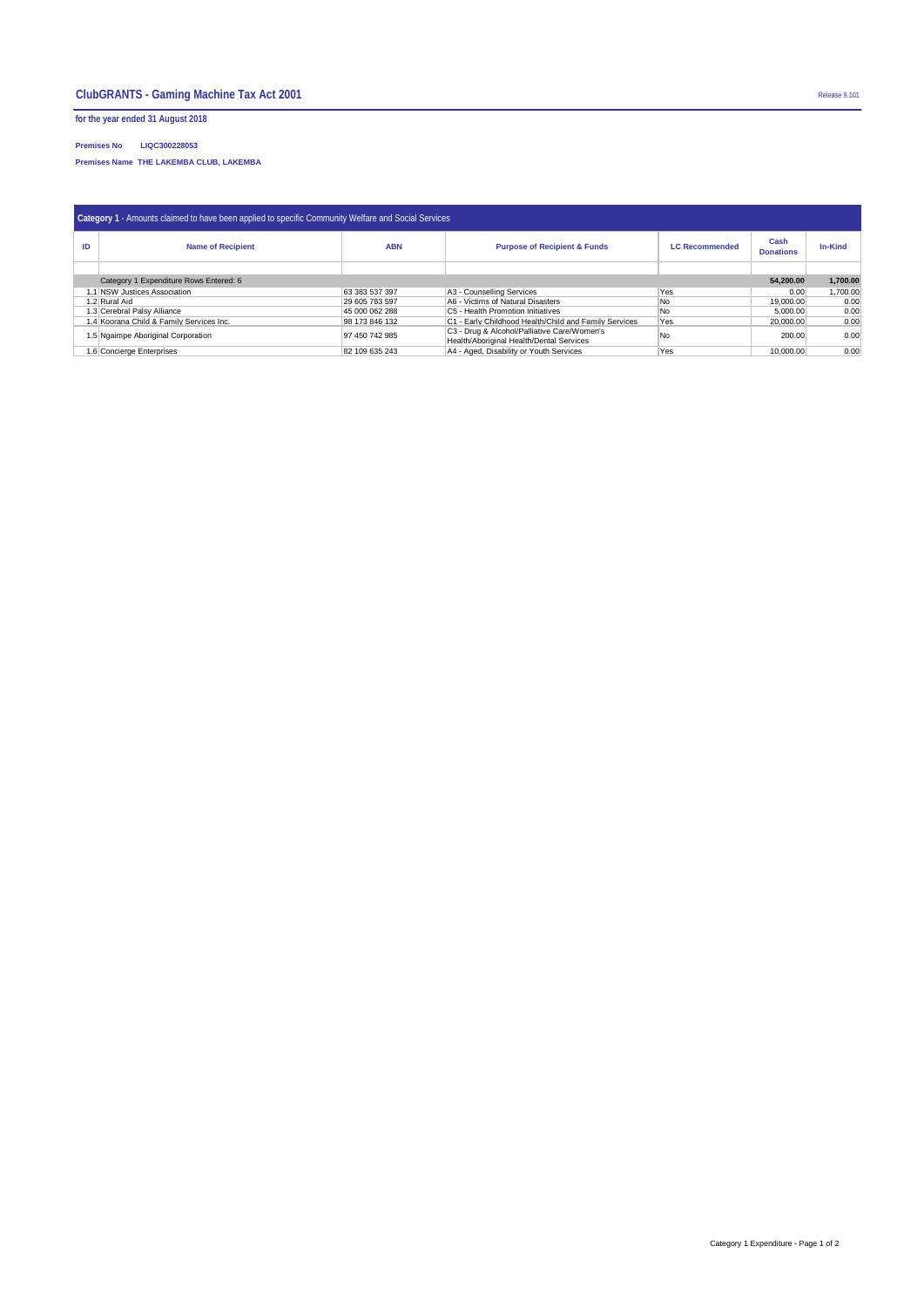# ClubGRANTS - Gaming Machine Tax Act 2001

Release 9.101

**for the year ended 31 August 2018**

**Premises No** LIQC300228053

**Premises Name** THE LAKEMBA CLUB, LAKEMBA

**Category 1** - Amounts claimed to have been applied to specific Community Welfare and Social Services

| ID | Name of Recipient | ABN | Purpose of Recipient & Funds | LC Recommended | Cash Donations | In-Kind |
|---|---|---|---|---|---|---|
| | | | | | | |
| | Category 1 Expenditure Rows Entered: 6 | | | | **54,200.00** | **1,700.00** |
| 1.1 | NSW Justices Association | 63 383 537 397 | A3 - Counselling Services | Yes | 0.00 | 1,700.00 |
| 1.2 | Rural Aid | 29 605 783 597 | A6 - Victims of Natural Disasters | No | 19,000.00 | 0.00 |
| 1.3 | Cerebral Palsy Alliance | 45 000 062 288 | C5 - Health Promotion Initiatives | No | 5,000.00 | 0.00 |
| 1.4 | Koorana Child & Family Services Inc. | 98 173 846 132 | C1 - Early Childhood Health/Child and Family Services | Yes | 20,000.00 | 0.00 |
| 1.5 | Ngaimpe Aboriginal Corporation | 97 450 742 985 | C3 - Drug & Alcohol/Palliative Care/Women's Health/Aboriginal Health/Dental Services | No | 200.00 | 0.00 |
| 1.6 | Concierge Enterprises | 82 109 635 243 | A4 - Aged, Disability or Youth Services | Yes | 10,000.00 | 0.00 |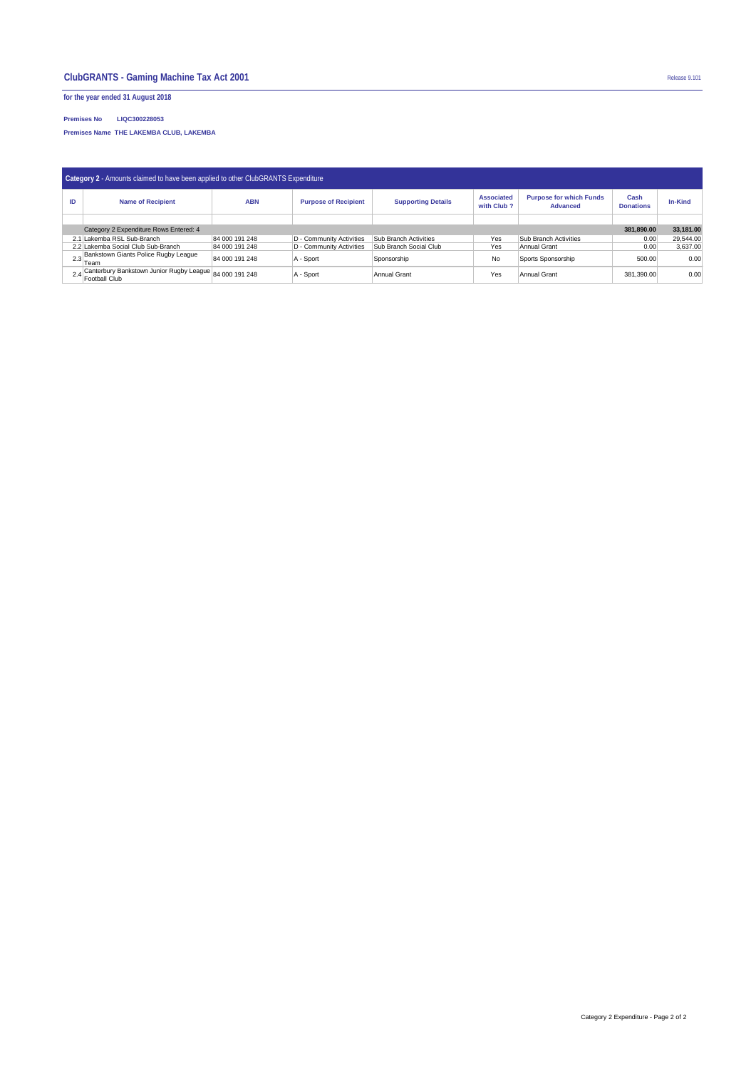# ClubGRANTS - Gaming Machine Tax Act 2001

Release 9.101

**for the year ended 31 August 2018**

**Premises No** LIQC300228053

**Premises Name** THE LAKEMBA CLUB, LAKEMBA

**Category 2** - Amounts claimed to have been applied to other ClubGRANTS Expenditure

| ID | Name of Recipient | ABN | Purpose of Recipient | Supporting Details | Associated with Club ? | Purpose for which Funds Advanced | Cash Donations | In-Kind |
|---|---|---|---|---|---|---|---|---|
| | | | | | | | | |
| | Category 2 Expenditure Rows Entered: 4 | | | | | | **381,890.00** | **33,181.00** |
| 2.1 | Lakemba RSL Sub-Branch | 84 000 191 248 | D - Community Activities | Sub Branch Activities | Yes | Sub Branch Activities | 0.00 | 29,544.00 |
| 2.2 | Lakemba Social Club Sub-Branch | 84 000 191 248 | D - Community Activities | Sub Branch Social Club | Yes | Annual Grant | 0.00 | 3,637.00 |
| 2.3 | Bankstown Giants Police Rugby League Team | 84 000 191 248 | A - Sport | Sponsorship | No | Sports Sponsorship | 500.00 | 0.00 |
| 2.4 | Canterbury Bankstown Junior Rugby League Football Club | 84 000 191 248 | A - Sport | Annual Grant | Yes | Annual Grant | 381,390.00 | 0.00 |